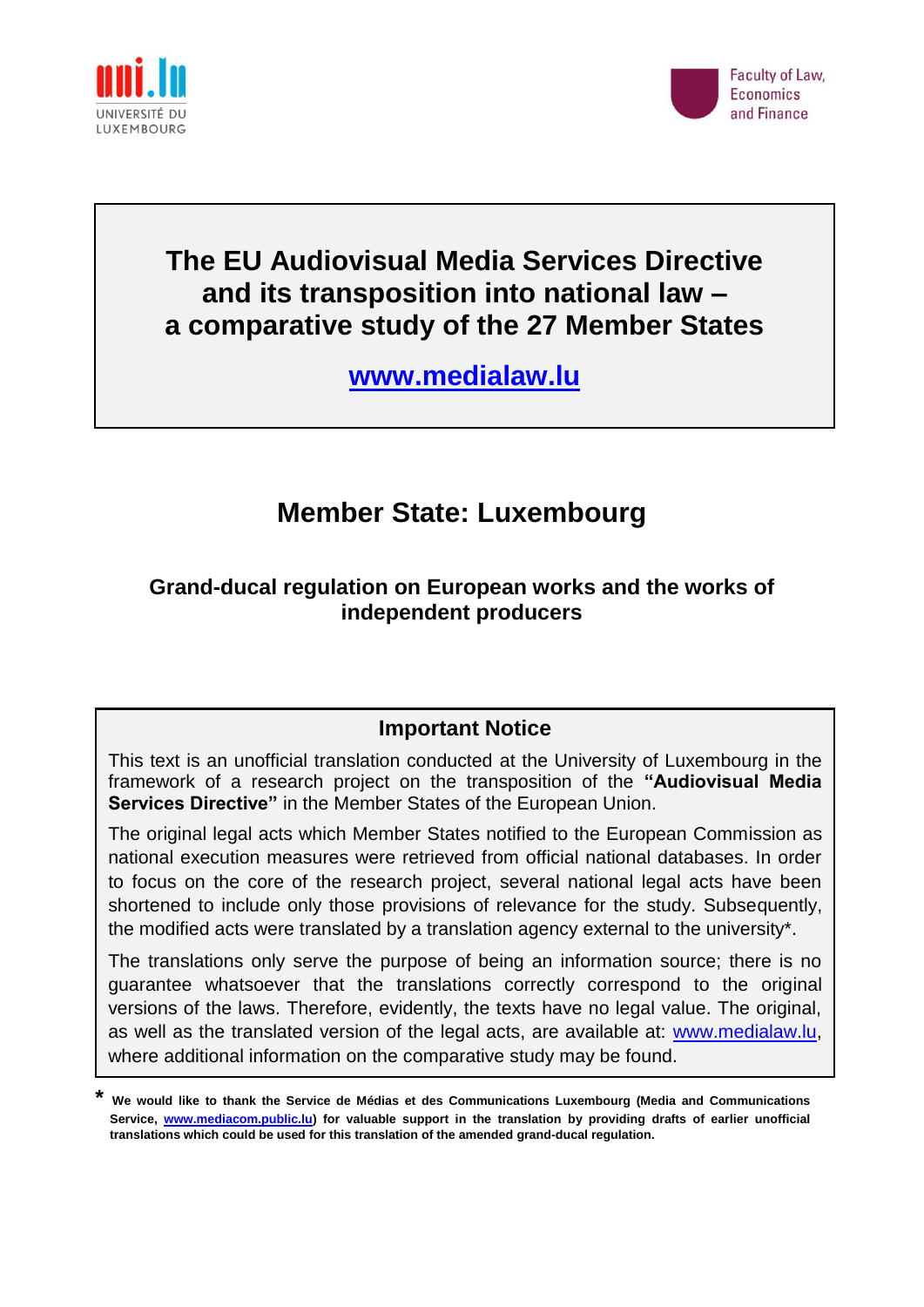UNIVERSITÉ DU LUXEMBOURG

Faculty of Law, Economics and Finance

# The EU Audiovisual Media Services Directive and its transposition into national law – a comparative study of the 27 Member States

**[www.medialaw.lu](http://www.medialaw.lu)**

## Member State: Luxembourg

### Grand-ducal regulation on European works and the works of independent producers

**Important Notice**

This text is an unofficial translation conducted at the University of Luxembourg in the framework of a research project on the transposition of the **"Audiovisual Media Services Directive"** in the Member States of the European Union.

The original legal acts which Member States notified to the European Commission as national execution measures were retrieved from official national databases. In order to focus on the core of the research project, several national legal acts have been shortened to include only those provisions of relevance for the study. Subsequently, the modified acts were translated by a translation agency external to the university*.

The translations only serve the purpose of being an information source; there is no guarantee whatsoever that the translations correctly correspond to the original versions of the laws. Therefore, evidently, the texts have no legal value. The original, as well as the translated version of the legal acts, are available at: [www.medialaw.lu](http://www.medialaw.lu), where additional information on the comparative study may be found.

**\* We would like to thank the Service de Médias et des Communications Luxembourg (Media and Communications Service, [www.mediacom.public.lu](http://www.mediacom.public.lu)) for valuable support in the translation by providing drafts of earlier unofficial translations which could be used for this translation of the amended grand-ducal regulation.**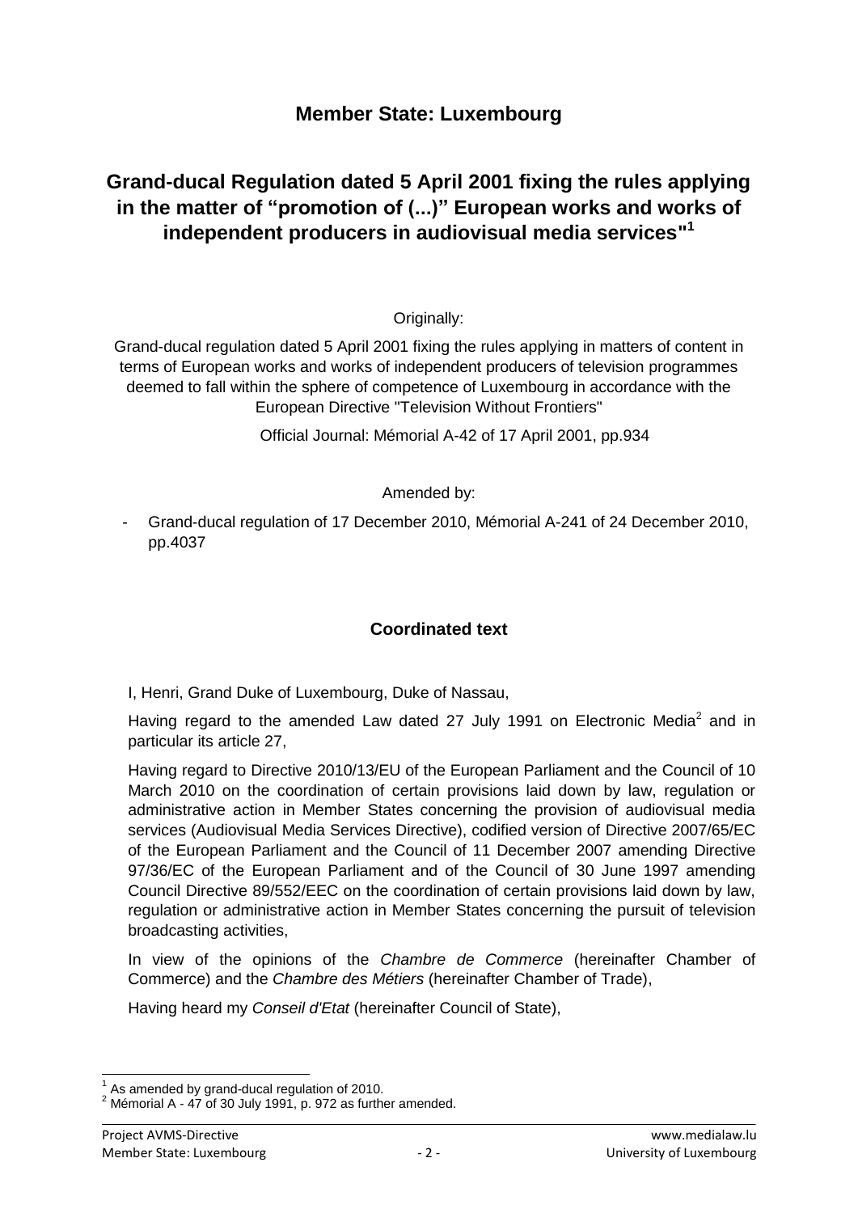## Member State: Luxembourg

# Grand-ducal Regulation dated 5 April 2001 fixing the rules applying in the matter of "promotion of (...)" European works and works of independent producers in audiovisual media services"[1]

Originally:

Grand-ducal regulation dated 5 April 2001 fixing the rules applying in matters of content in terms of European works and works of independent producers of television programmes deemed to fall within the sphere of competence of Luxembourg in accordance with the European Directive "Television Without Frontiers"

Official Journal: Mémorial A-42 of 17 April 2001, pp.934

Amended by:

- Grand-ducal regulation of 17 December 2010, Mémorial A-241 of 24 December 2010, pp.4037

### Coordinated text

I, Henri, Grand Duke of Luxembourg, Duke of Nassau,

Having regard to the amended Law dated 27 July 1991 on Electronic Media[2] and in particular its article 27,

Having regard to Directive 2010/13/EU of the European Parliament and the Council of 10 March 2010 on the coordination of certain provisions laid down by law, regulation or administrative action in Member States concerning the provision of audiovisual media services (Audiovisual Media Services Directive), codified version of Directive 2007/65/EC of the European Parliament and the Council of 11 December 2007 amending Directive 97/36/EC of the European Parliament and of the Council of 30 June 1997 amending Council Directive 89/552/EEC on the coordination of certain provisions laid down by law, regulation or administrative action in Member States concerning the pursuit of television broadcasting activities,

In view of the opinions of the *Chambre de Commerce* (hereinafter Chamber of Commerce) and the *Chambre des Métiers* (hereinafter Chamber of Trade),

Having heard my *Conseil d'Etat* (hereinafter Council of State),

---

[1] As amended by grand-ducal regulation of 2010.

[2] Mémorial A - 47 of 30 July 1991, p. 972 as further amended.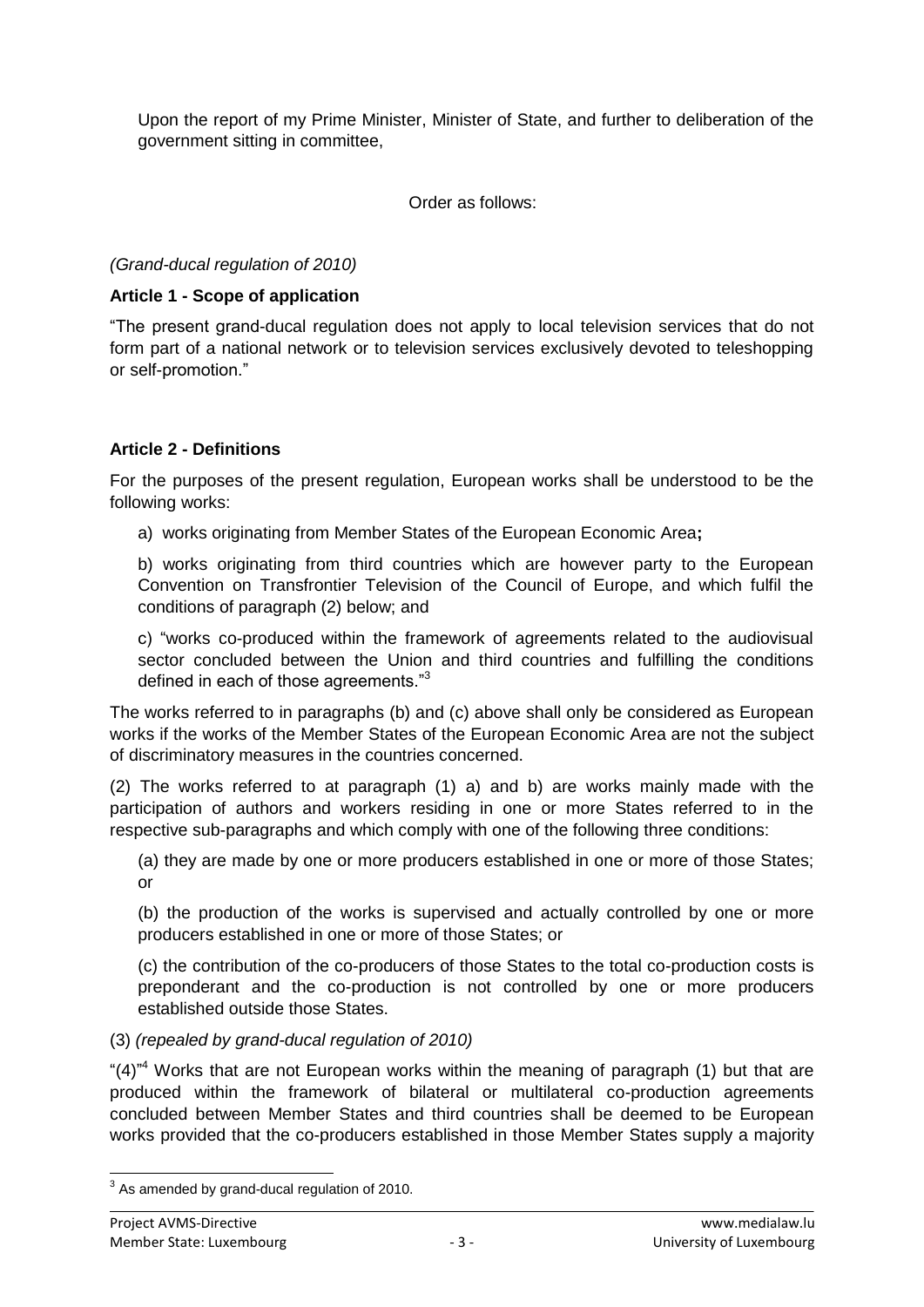Upon the report of my Prime Minister, Minister of State, and further to deliberation of the government sitting in committee,

Order as follows:

*(Grand-ducal regulation of 2010)*

**Article 1 - Scope of application**

"The present grand-ducal regulation does not apply to local television services that do not form part of a national network or to television services exclusively devoted to teleshopping or self-promotion."

**Article 2 - Definitions**

For the purposes of the present regulation, European works shall be understood to be the following works:

a) works originating from Member States of the European Economic Area**;**

b) works originating from third countries which are however party to the European Convention on Transfrontier Television of the Council of Europe, and which fulfil the conditions of paragraph (2) below; and

c) "works co-produced within the framework of agreements related to the audiovisual sector concluded between the Union and third countries and fulfilling the conditions defined in each of those agreements."[3]

The works referred to in paragraphs (b) and (c) above shall only be considered as European works if the works of the Member States of the European Economic Area are not the subject of discriminatory measures in the countries concerned.

(2) The works referred to at paragraph (1) a) and b) are works mainly made with the participation of authors and workers residing in one or more States referred to in the respective sub-paragraphs and which comply with one of the following three conditions:

(a) they are made by one or more producers established in one or more of those States; or

(b) the production of the works is supervised and actually controlled by one or more producers established in one or more of those States; or

(c) the contribution of the co-producers of those States to the total co-production costs is preponderant and the co-production is not controlled by one or more producers established outside those States.

(3) *(repealed by grand-ducal regulation of 2010)*

"(4)"[4] Works that are not European works within the meaning of paragraph (1) but that are produced within the framework of bilateral or multilateral co-production agreements concluded between Member States and third countries shall be deemed to be European works provided that the co-producers established in those Member States supply a majority

[3] As amended by grand-ducal regulation of 2010.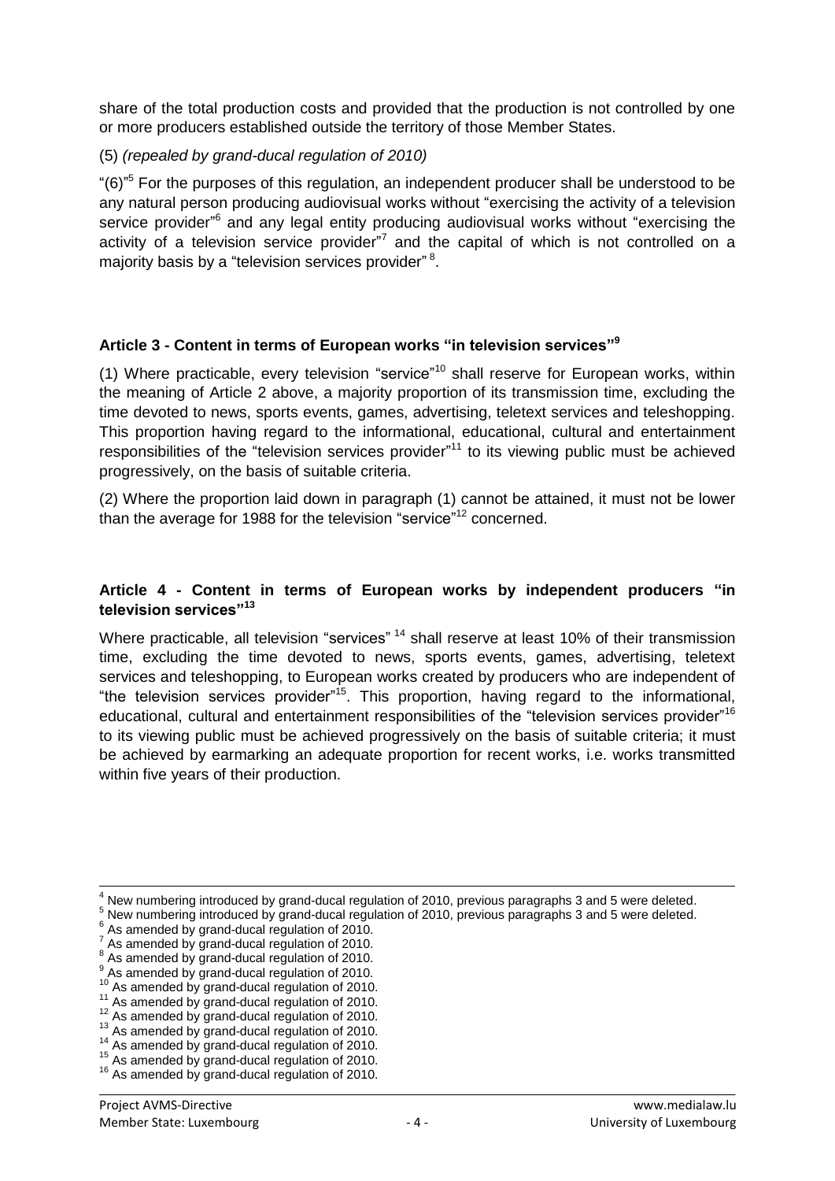share of the total production costs and provided that the production is not controlled by one or more producers established outside the territory of those Member States.

(5) *(repealed by grand-ducal regulation of 2010)*

"(6)"[5] For the purposes of this regulation, an independent producer shall be understood to be any natural person producing audiovisual works without "exercising the activity of a television service provider"[6] and any legal entity producing audiovisual works without "exercising the activity of a television service provider"[7] and the capital of which is not controlled on a majority basis by a "television services provider" [8].

### Article 3 - Content in terms of European works "in television services"[9]

(1) Where practicable, every television "service"[10] shall reserve for European works, within the meaning of Article 2 above, a majority proportion of its transmission time, excluding the time devoted to news, sports events, games, advertising, teletext services and teleshopping. This proportion having regard to the informational, educational, cultural and entertainment responsibilities of the "television services provider"[11] to its viewing public must be achieved progressively, on the basis of suitable criteria.

(2) Where the proportion laid down in paragraph (1) cannot be attained, it must not be lower than the average for 1988 for the television "service"[12] concerned.

### Article 4 - Content in terms of European works by independent producers "in television services"[13]

Where practicable, all television "services" [14] shall reserve at least 10% of their transmission time, excluding the time devoted to news, sports events, games, advertising, teletext services and teleshopping, to European works created by producers who are independent of "the television services provider"[15]. This proportion, having regard to the informational, educational, cultural and entertainment responsibilities of the "television services provider"[16] to its viewing public must be achieved progressively on the basis of suitable criteria; it must be achieved by earmarking an adequate proportion for recent works, i.e. works transmitted within five years of their production.

---

[4] New numbering introduced by grand-ducal regulation of 2010, previous paragraphs 3 and 5 were deleted.
[5] New numbering introduced by grand-ducal regulation of 2010, previous paragraphs 3 and 5 were deleted.
[6] As amended by grand-ducal regulation of 2010.
[7] As amended by grand-ducal regulation of 2010.
[8] As amended by grand-ducal regulation of 2010.
[9] As amended by grand-ducal regulation of 2010.
[10] As amended by grand-ducal regulation of 2010.
[11] As amended by grand-ducal regulation of 2010.
[12] As amended by grand-ducal regulation of 2010.
[13] As amended by grand-ducal regulation of 2010.
[14] As amended by grand-ducal regulation of 2010.
[15] As amended by grand-ducal regulation of 2010.
[16] As amended by grand-ducal regulation of 2010.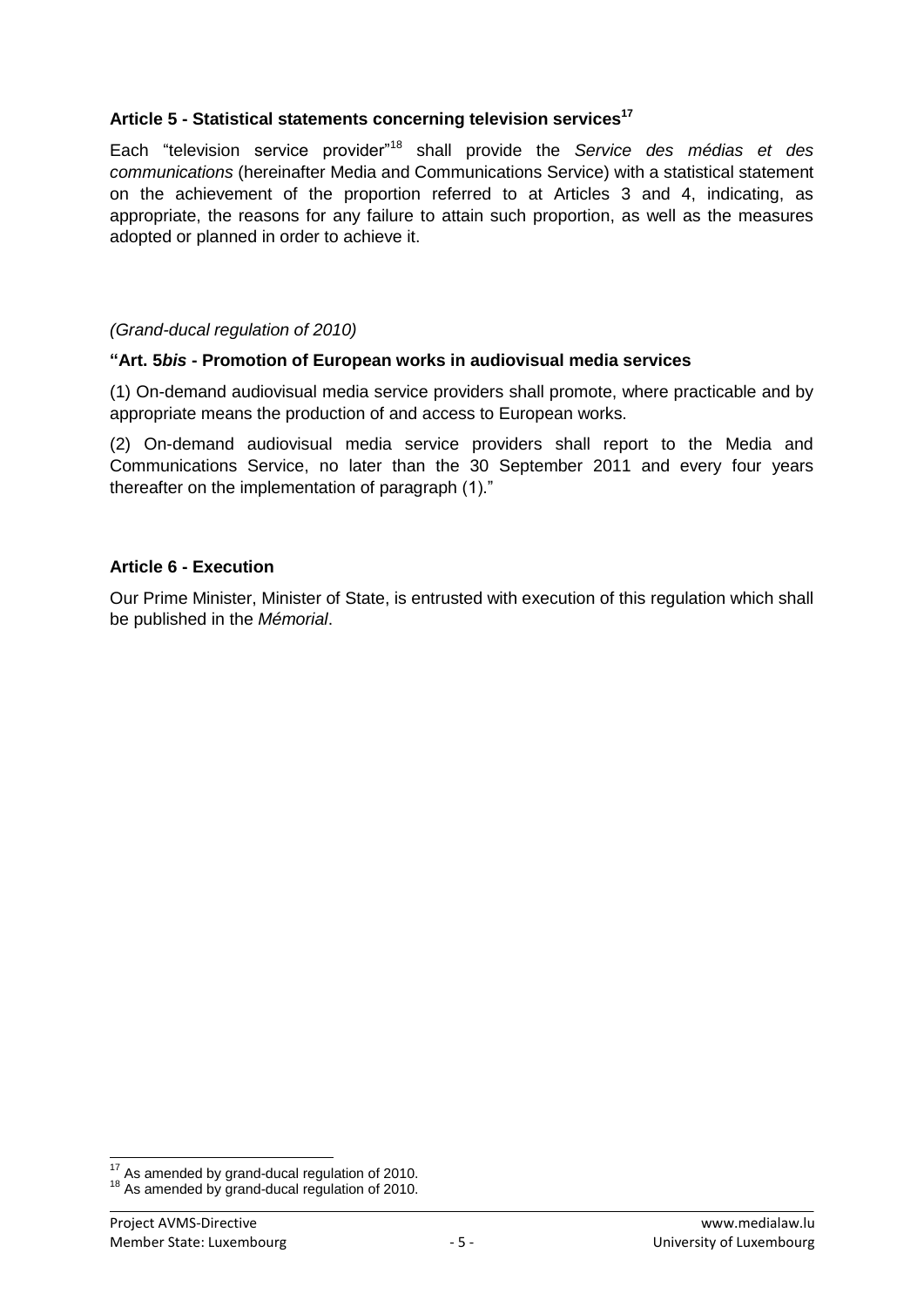### Article 5 - Statistical statements concerning television services[17]

Each "television service provider"[18] shall provide the *Service des médias et des communications* (hereinafter Media and Communications Service) with a statistical statement on the achievement of the proportion referred to at Articles 3 and 4, indicating, as appropriate, the reasons for any failure to attain such proportion, as well as the measures adopted or planned in order to achieve it.

*(Grand-ducal regulation of 2010)*

### "Art. 5*bis* - Promotion of European works in audiovisual media services

(1) On-demand audiovisual media service providers shall promote, where practicable and by appropriate means the production of and access to European works.

(2) On-demand audiovisual media service providers shall report to the Media and Communications Service, no later than the 30 September 2011 and every four years thereafter on the implementation of paragraph (1)."

### Article 6 - Execution

Our Prime Minister, Minister of State, is entrusted with execution of this regulation which shall be published in the *Mémorial*.

---

[17] As amended by grand-ducal regulation of 2010.

[18] As amended by grand-ducal regulation of 2010.